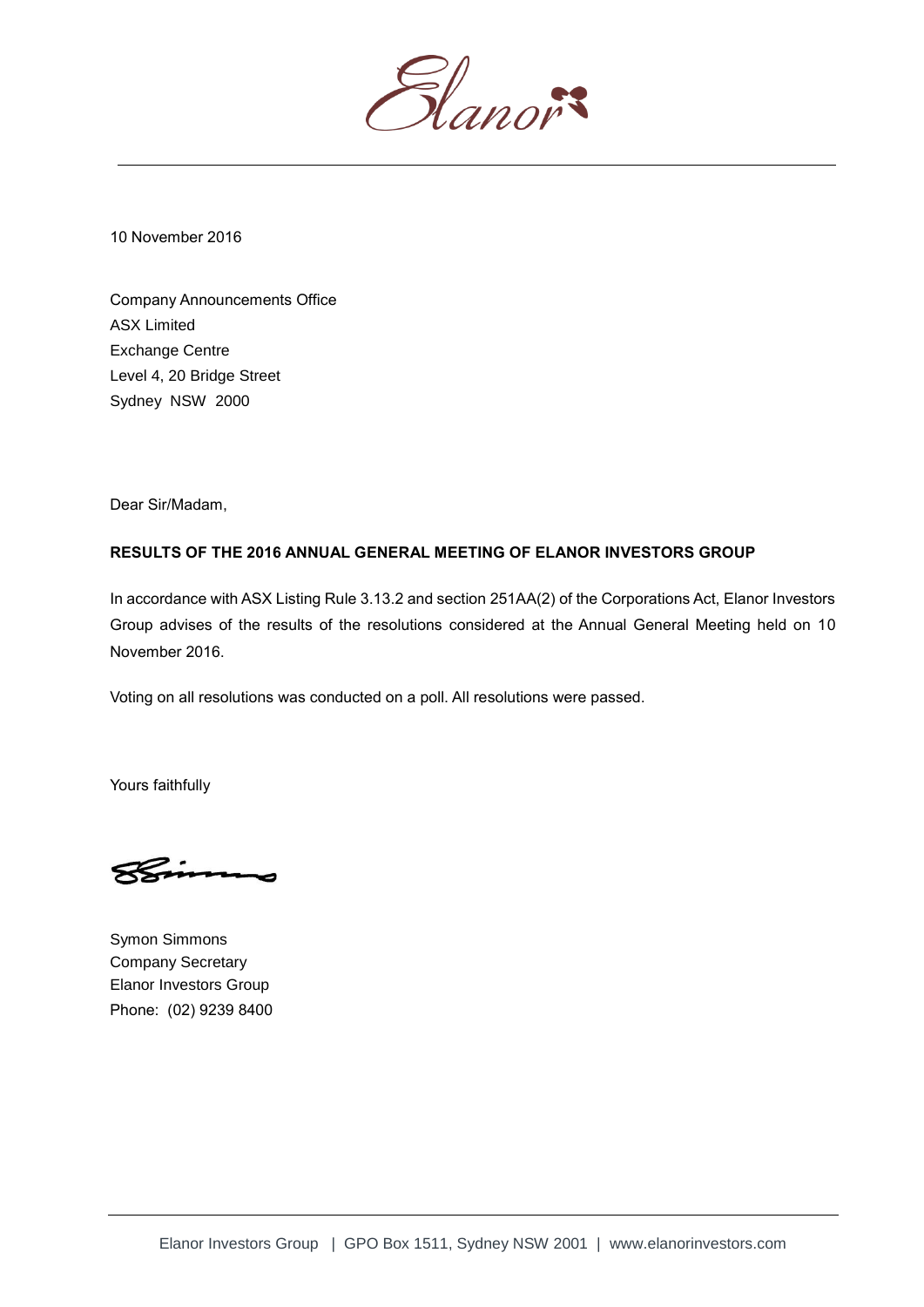Elanor

10 November 2016

Company Announcements Office
ASX Limited
Exchange Centre
Level 4, 20 Bridge Street
Sydney NSW 2000

Dear Sir/Madam,

**RESULTS OF THE 2016 ANNUAL GENERAL MEETING OF ELANOR INVESTORS GROUP**

In accordance with ASX Listing Rule 3.13.2 and section 251AA(2) of the Corporations Act, Elanor Investors Group advises of the results of the resolutions considered at the Annual General Meeting held on 10 November 2016.

Voting on all resolutions was conducted on a poll. All resolutions were passed.

Yours faithfully

Symon Simmons
Company Secretary
Elanor Investors Group
Phone: (02) 9239 8400

Elanor Investors Group | GPO Box 1511, Sydney NSW 2001 | www.elanorinvestors.com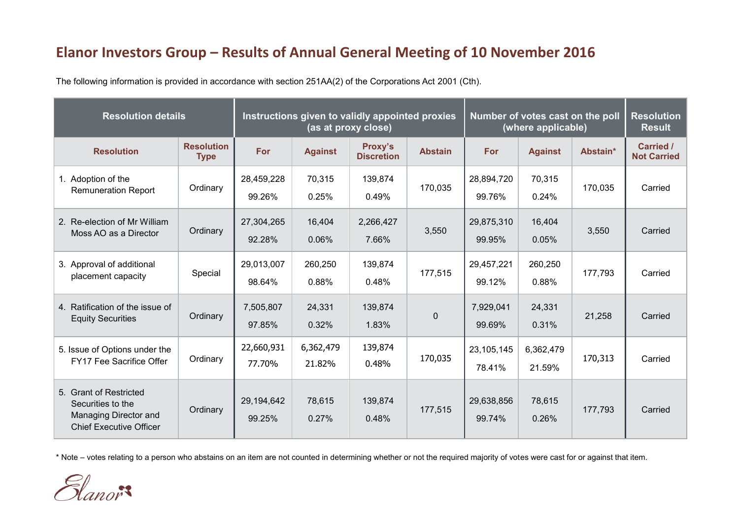# Elanor Investors Group – Results of Annual General Meeting of 10 November 2016

The following information is provided in accordance with section 251AA(2) of the Corporations Act 2001 (Cth).

| Resolution details | | Instructions given to validly appointed proxies (as at proxy close) | | | | Number of votes cast on the poll (where applicable) | | | Resolution Result |
|---|---|---|---|---|---|---|---|---|---|
| **Resolution** | **Resolution Type** | **For** | **Against** | **Proxy's Discretion** | **Abstain** | **For** | **Against** | **Abstain*** | **Carried / Not Carried** |
| 1. Adoption of the Remuneration Report | Ordinary | 28,459,228 99.26% | 70,315 0.25% | 139,874 0.49% | 170,035 | 28,894,720 99.76% | 70,315 0.24% | 170,035 | Carried |
| 2. Re-election of Mr William Moss AO as a Director | Ordinary | 27,304,265 92.28% | 16,404 0.06% | 2,266,427 7.66% | 3,550 | 29,875,310 99.95% | 16,404 0.05% | 3,550 | Carried |
| 3. Approval of additional placement capacity | Special | 29,013,007 98.64% | 260,250 0.88% | 139,874 0.48% | 177,515 | 29,457,221 99.12% | 260,250 0.88% | 177,793 | Carried |
| 4. Ratification of the issue of Equity Securities | Ordinary | 7,505,807 97.85% | 24,331 0.32% | 139,874 1.83% | 0 | 7,929,041 99.69% | 24,331 0.31% | 21,258 | Carried |
| 5. Issue of Options under the FY17 Fee Sacrifice Offer | Ordinary | 22,660,931 77.70% | 6,362,479 21.82% | 139,874 0.48% | 170,035 | 23,105,145 78.41% | 6,362,479 21.59% | 170,313 | Carried |
| 5. Grant of Restricted Securities to the Managing Director and Chief Executive Officer | Ordinary | 29,194,642 99.25% | 78,615 0.27% | 139,874 0.48% | 177,515 | 29,638,856 99.74% | 78,615 0.26% | 177,793 | Carried |

\* Note – votes relating to a person who abstains on an item are not counted in determining whether or not the required majority of votes were cast for or against that item.

Elanor